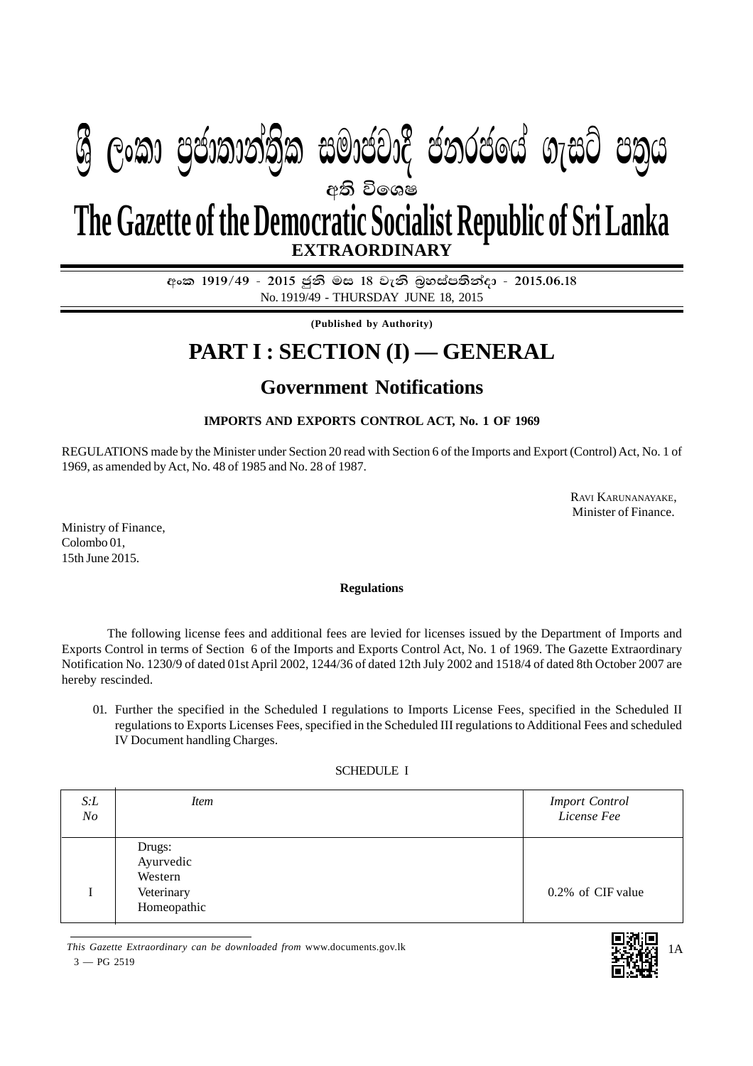# ශ්‍රී ලංකා ප්‍රජාතාන්ත්‍රික සමාජවාදී ජනරජයේ ගැසට් පත්‍රය

අති විශෙෂ

# The Gazette of the Democratic Socialist Republic of Sri Lanka

**EXTRAORDINARY**

අංක 1919/49 - 2015 ජූනි මස 18 වැනි බ්‍රහස්පතින්දා - 2015.06.18

No. 1919/49 - THURSDAY JUNE 18, 2015

**(Published by Authority)**

# PART I : SECTION (I) — GENERAL

## Government Notifications

**IMPORTS AND EXPORTS CONTROL ACT, No. 1 OF 1969**

REGULATIONS made by the Minister under Section 20 read with Section 6 of the Imports and Export (Control) Act, No. 1 of 1969, as amended by Act, No. 48 of 1985 and No. 28 of 1987.

RAVI KARUNANAYAKE,
Minister of Finance.

Ministry of Finance,
Colombo 01,
15th June 2015.

**Regulations**

The following license fees and additional fees are levied for licenses issued by the Department of Imports and Exports Control in terms of Section 6 of the Imports and Exports Control Act, No. 1 of 1969. The Gazette Extraordinary Notification No. 1230/9 of dated 01st April 2002, 1244/36 of dated 12th July 2002 and 1518/4 of dated 8th October 2007 are hereby rescinded.

01. Further the specified in the Scheduled I regulations to Imports License Fees, specified in the Scheduled II regulations to Exports Licenses Fees, specified in the Scheduled III regulations to Additional Fees and scheduled IV Document handling Charges.

SCHEDULE I

| *S:L No* | *Item* | *Import Control License Fee* |
|---|---|---|
| I | Drugs:<br>Ayurvedic<br>Western<br>Veterinary<br>Homeopathic | 0.2% of CIF value |

*This Gazette Extraordinary can be downloaded from* www.documents.gov.lk

3 — PG 2519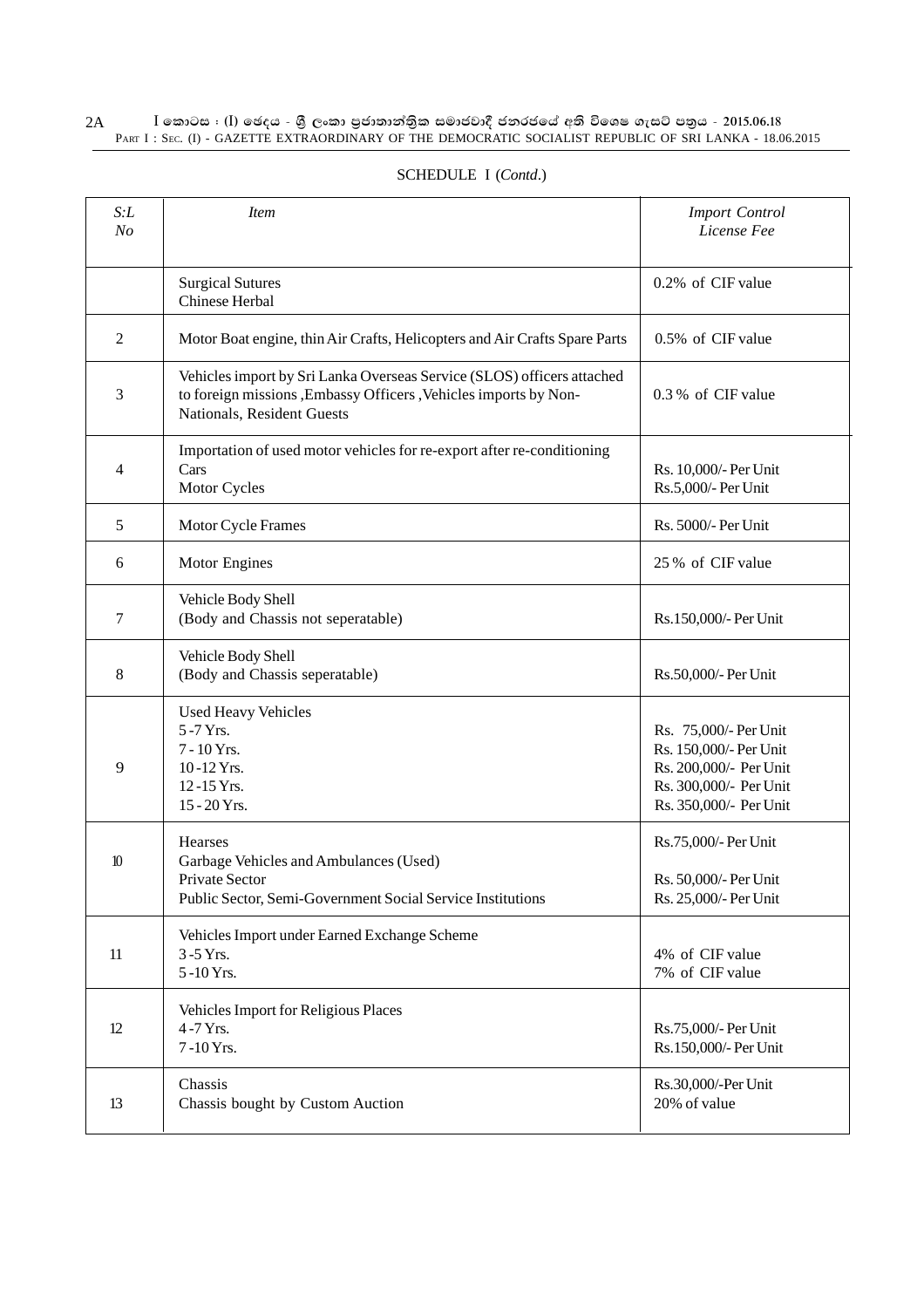SCHEDULE I (*Contd*.)

| *S:L No* | *Item* | *Import Control License Fee* |
|---|---|---|
| | Surgical Sutures<br>Chinese Herbal | 0.2% of CIF value |
| 2 | Motor Boat engine, thin Air Crafts, Helicopters and Air Crafts Spare Parts | 0.5% of CIF value |
| 3 | Vehicles import by Sri Lanka Overseas Service (SLOS) officers attached to foreign missions ,Embassy Officers ,Vehicles imports by Non-Nationals, Resident Guests | 0.3 % of CIF value |
| 4 | Importation of used motor vehicles for re-export after re-conditioning<br>Cars<br>Motor Cycles | <br>Rs. 10,000/- Per Unit<br>Rs.5,000/- Per Unit |
| 5 | Motor Cycle Frames | Rs. 5000/- Per Unit |
| 6 | Motor Engines | 25 % of CIF value |
| 7 | Vehicle Body Shell<br>(Body and Chassis not seperatable) | Rs.150,000/- Per Unit |
| 8 | Vehicle Body Shell<br>(Body and Chassis seperatable) | Rs.50,000/- Per Unit |
| 9 | Used Heavy Vehicles<br>5 -7 Yrs.<br>7 - 10 Yrs.<br>10 -12 Yrs.<br>12 -15 Yrs.<br>15 - 20 Yrs. | <br>Rs. 75,000/- Per Unit<br>Rs. 150,000/- Per Unit<br>Rs. 200,000/- Per Unit<br>Rs. 300,000/- Per Unit<br>Rs. 350,000/- Per Unit |
| 10 | Hearses<br>Garbage Vehicles and Ambulances (Used)<br>Private Sector<br>Public Sector, Semi-Government Social Service Institutions | Rs.75,000/- Per Unit<br><br>Rs. 50,000/- Per Unit<br>Rs. 25,000/- Per Unit |
| 11 | Vehicles Import under Earned Exchange Scheme<br>3 -5 Yrs.<br>5 -10 Yrs. | <br>4% of CIF value<br>7% of CIF value |
| 12 | Vehicles Import for Religious Places<br>4 -7 Yrs.<br>7 -10 Yrs. | <br>Rs.75,000/- Per Unit<br>Rs.150,000/- Per Unit |
| 13 | Chassis<br>Chassis bought by Custom Auction | Rs.30,000/-Per Unit<br>20% of value |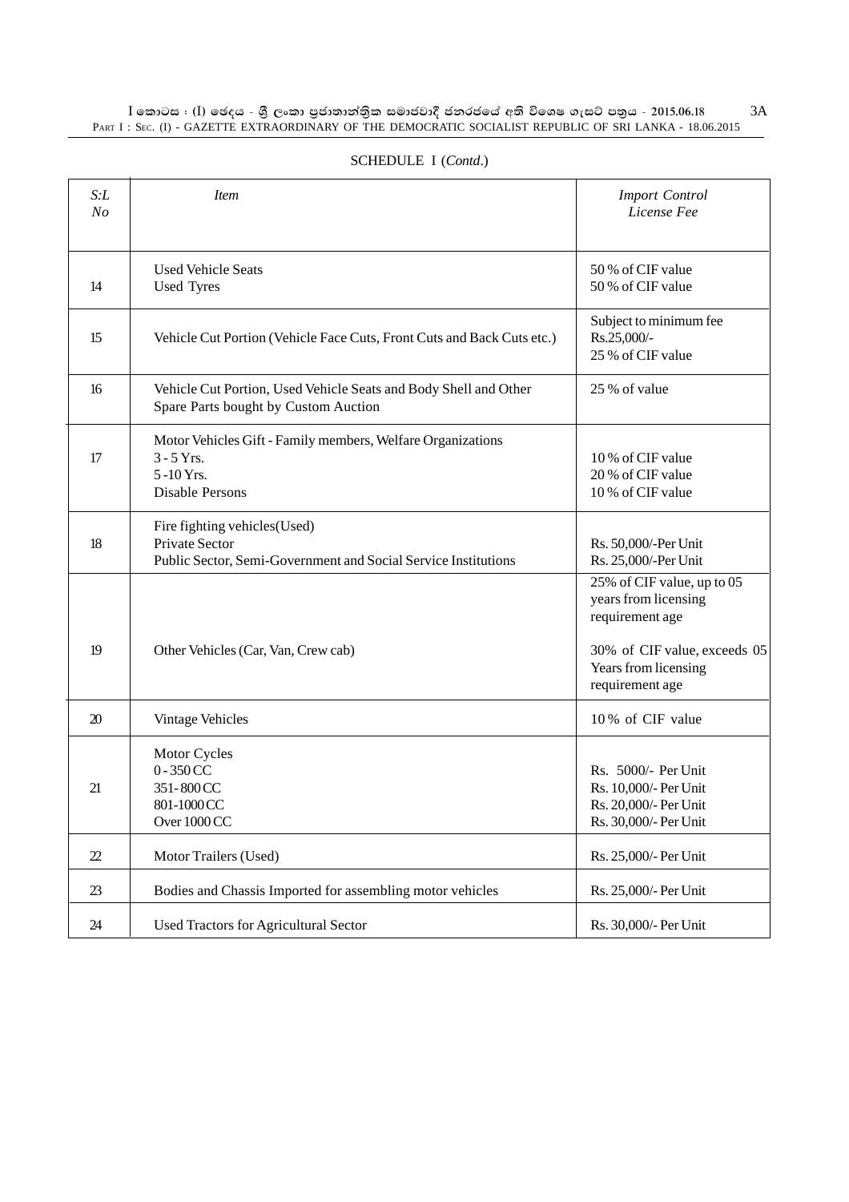SCHEDULE I (*Contd*.)

| *S:L No* | *Item* | *Import Control License Fee* |
|---|---|---|
| 14 | Used Vehicle Seats<br>Used Tyres | 50 % of CIF value<br>50 % of CIF value |
| 15 | Vehicle Cut Portion (Vehicle Face Cuts, Front Cuts and Back Cuts etc.) | Subject to minimum fee Rs.25,000/-<br>25 % of CIF value |
| 16 | Vehicle Cut Portion, Used Vehicle Seats and Body Shell and Other Spare Parts bought by Custom Auction | 25 % of value |
| 17 | Motor Vehicles Gift - Family members, Welfare Organizations<br>3 - 5 Yrs.<br>5 -10 Yrs.<br>Disable Persons | <br>10 % of CIF value<br>20 % of CIF value<br>10 % of CIF value |
| 18 | Fire fighting vehicles(Used)<br>Private Sector<br>Public Sector, Semi-Government and Social Service Institutions | <br>Rs. 50,000/-Per Unit<br>Rs. 25,000/-Per Unit |
| 19 | Other Vehicles (Car, Van, Crew cab) | 25% of CIF value, up to 05 years from licensing requirement age<br><br>30% of CIF value, exceeds 05 Years from licensing requirement age |
| 20 | Vintage Vehicles | 10 % of CIF value |
| 21 | Motor Cycles<br>0 - 350 CC<br>351- 800 CC<br>801-1000 CC<br>Over 1000 CC | <br>Rs. 5000/- Per Unit<br>Rs. 10,000/- Per Unit<br>Rs. 20,000/- Per Unit<br>Rs. 30,000/- Per Unit |
| 22 | Motor Trailers (Used) | Rs. 25,000/- Per Unit |
| 23 | Bodies and Chassis Imported for assembling motor vehicles | Rs. 25,000/- Per Unit |
| 24 | Used Tractors for Agricultural Sector | Rs. 30,000/- Per Unit |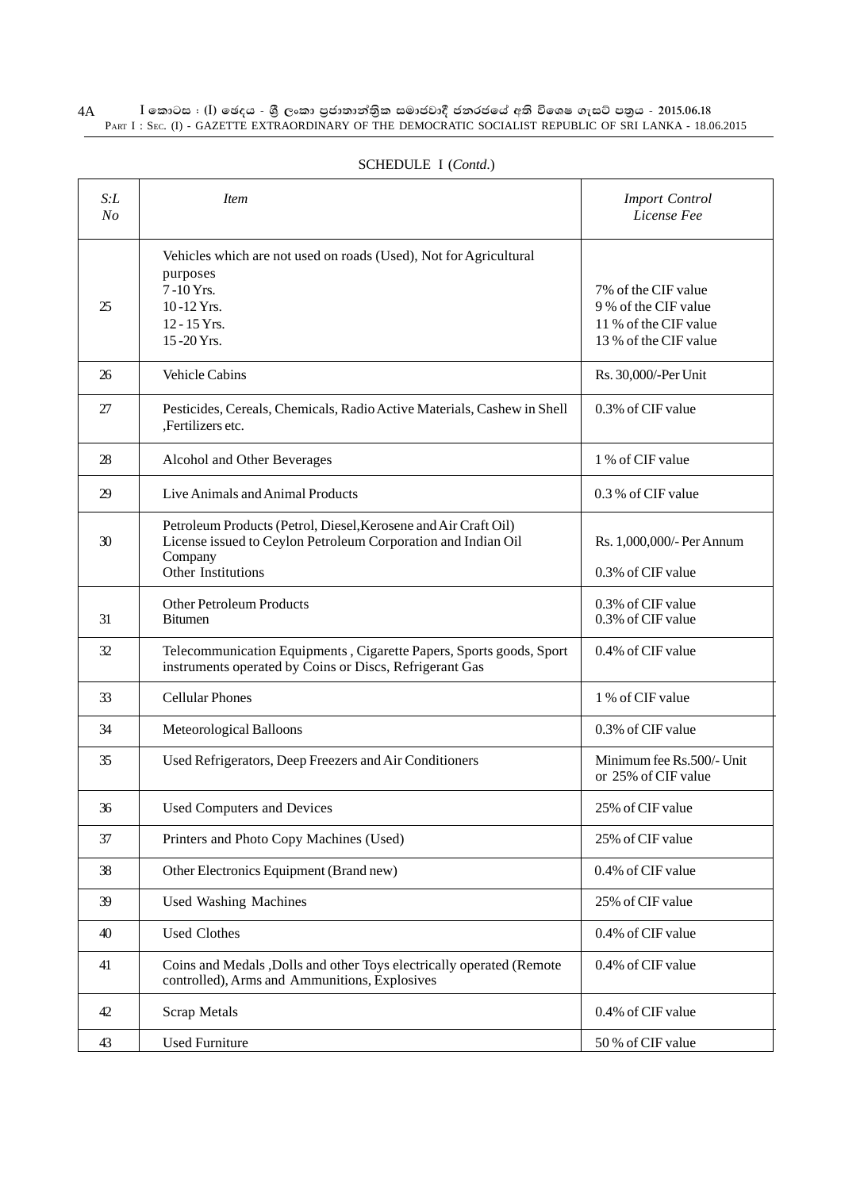SCHEDULE I (*Contd.*)

| *S:L No* | *Item* | *Import Control License Fee* |
|---|---|---|
| 25 | Vehicles which are not used on roads (Used), Not for Agricultural purposes<br>7 -10 Yrs.<br>10 -12 Yrs.<br>12 - 15 Yrs.<br>15 -20 Yrs. | <br><br>7% of the CIF value<br>9 % of the CIF value<br>11 % of the CIF value<br>13 % of the CIF value |
| 26 | Vehicle Cabins | Rs. 30,000/-Per Unit |
| 27 | Pesticides, Cereals, Chemicals, Radio Active Materials, Cashew in Shell ,Fertilizers etc. | 0.3% of CIF value |
| 28 | Alcohol and Other Beverages | 1 % of CIF value |
| 29 | Live Animals and Animal Products | 0.3 % of CIF value |
| 30 | Petroleum Products (Petrol, Diesel,Kerosene and Air Craft Oil)<br>License issued to Ceylon Petroleum Corporation and Indian Oil Company<br>Other Institutions | <br>Rs. 1,000,000/- Per Annum<br>0.3% of CIF value |
| 31 | Other Petroleum Products<br>Bitumen | 0.3% of CIF value<br>0.3% of CIF value |
| 32 | Telecommunication Equipments , Cigarette Papers, Sports goods, Sport instruments operated by Coins or Discs, Refrigerant Gas | 0.4% of CIF value |
| 33 | Cellular Phones | 1 % of CIF value |
| 34 | Meteorological Balloons | 0.3% of CIF value |
| 35 | Used Refrigerators, Deep Freezers and Air Conditioners | Minimum fee Rs.500/- Unit or 25% of CIF value |
| 36 | Used Computers and Devices | 25% of CIF value |
| 37 | Printers and Photo Copy Machines (Used) | 25% of CIF value |
| 38 | Other Electronics Equipment (Brand new) | 0.4% of CIF value |
| 39 | Used Washing Machines | 25% of CIF value |
| 40 | Used Clothes | 0.4% of CIF value |
| 41 | Coins and Medals ,Dolls and other Toys electrically operated (Remote controlled), Arms and Ammunitions, Explosives | 0.4% of CIF value |
| 42 | Scrap Metals | 0.4% of CIF value |
| 43 | Used Furniture | 50 % of CIF value |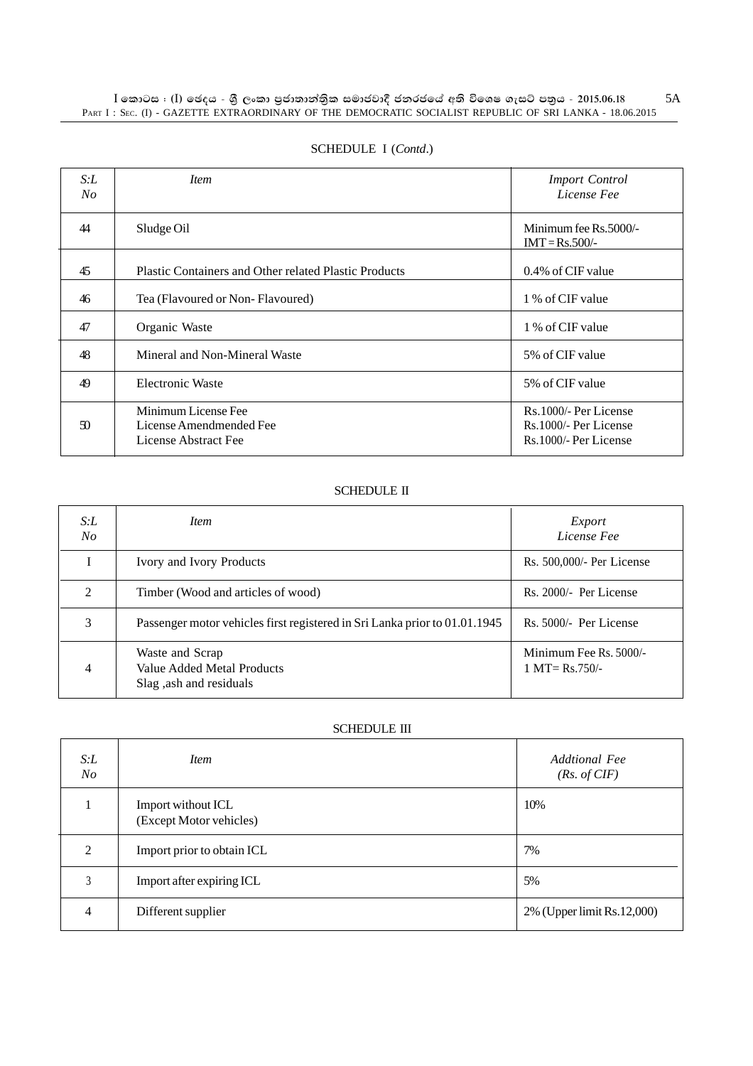SCHEDULE I (*Contd*.)

| *S:L No* | *Item* | *Import Control License Fee* |
|---|---|---|
| 44 | Sludge Oil | Minimum fee Rs.5000/- IMT = Rs.500/- |
| 45 | Plastic Containers and Other related Plastic Products | 0.4% of CIF value |
| 46 | Tea (Flavoured or Non- Flavoured) | 1 % of CIF value |
| 47 | Organic Waste | 1 % of CIF value |
| 48 | Mineral and Non-Mineral Waste | 5% of CIF value |
| 49 | Electronic Waste | 5% of CIF value |
| 50 | Minimum License Fee<br>License Amendmended Fee<br>License Abstract Fee | Rs.1000/- Per License<br>Rs.1000/- Per License<br>Rs.1000/- Per License |

SCHEDULE II

| *S:L No* | *Item* | *Export License Fee* |
|---|---|---|
| I | Ivory and Ivory Products | Rs. 500,000/- Per License |
| 2 | Timber (Wood and articles of wood) | Rs. 2000/- Per License |
| 3 | Passenger motor vehicles first registered in Sri Lanka prior to 01.01.1945 | Rs. 5000/- Per License |
| 4 | Waste and Scrap<br>Value Added Metal Products<br>Slag ,ash and residuals | Minimum Fee Rs. 5000/-<br>1 MT= Rs.750/- |

SCHEDULE III

| *S:L No* | *Item* | *Addtional Fee (Rs. of CIF)* |
|---|---|---|
| 1 | Import without ICL (Except Motor vehicles) | 10% |
| 2 | Import prior to obtain ICL | 7% |
| 3 | Import after expiring ICL | 5% |
| 4 | Different supplier | 2% (Upper limit Rs.12,000) |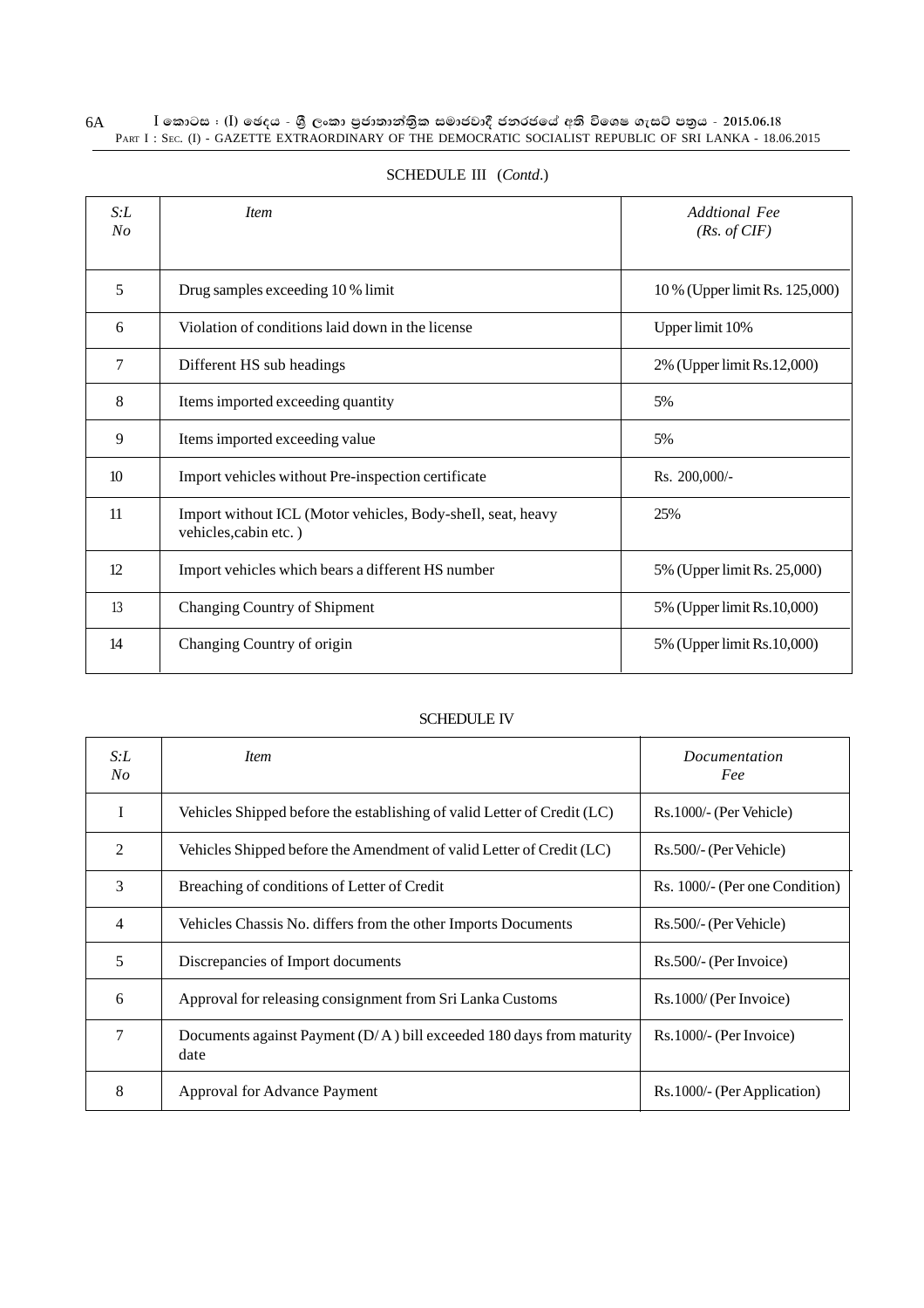SCHEDULE III (*Contd*.)

| *S:L No* | *Item* | *Addtional Fee (Rs. of CIF)* |
|---|---|---|
| 5 | Drug samples exceeding 10 % limit | 10 % (Upper limit Rs. 125,000) |
| 6 | Violation of conditions laid down in the license | Upper limit 10% |
| 7 | Different HS sub headings | 2% (Upper limit Rs.12,000) |
| 8 | Items imported exceeding quantity | 5% |
| 9 | Items imported exceeding value | 5% |
| 10 | Import vehicles without Pre-inspection certificate | Rs. 200,000/- |
| 11 | Import without ICL (Motor vehicles, Body-shell, seat, heavy vehicles,cabin etc. ) | 25% |
| 12 | Import vehicles which bears a different HS number | 5% (Upper limit Rs. 25,000) |
| 13 | Changing Country of Shipment | 5% (Upper limit Rs.10,000) |
| 14 | Changing Country of origin | 5% (Upper limit Rs.10,000) |

SCHEDULE IV

| *S:L No* | *Item* | *Documentation Fee* |
|---|---|---|
| I | Vehicles Shipped before the establishing of valid Letter of Credit (LC) | Rs.1000/- (Per Vehicle) |
| 2 | Vehicles Shipped before the Amendment of valid Letter of Credit (LC) | Rs.500/- (Per Vehicle) |
| 3 | Breaching of conditions of Letter of Credit | Rs. 1000/- (Per one Condition) |
| 4 | Vehicles Chassis No. differs from the other Imports Documents | Rs.500/- (Per Vehicle) |
| 5 | Discrepancies of Import documents | Rs.500/- (Per Invoice) |
| 6 | Approval for releasing consignment from Sri Lanka Customs | Rs.1000/ (Per Invoice) |
| 7 | Documents against Payment (D/ A ) bill exceeded 180 days from maturity date | Rs.1000/- (Per Invoice) |
| 8 | Approval for Advance Payment | Rs.1000/- (Per Application) |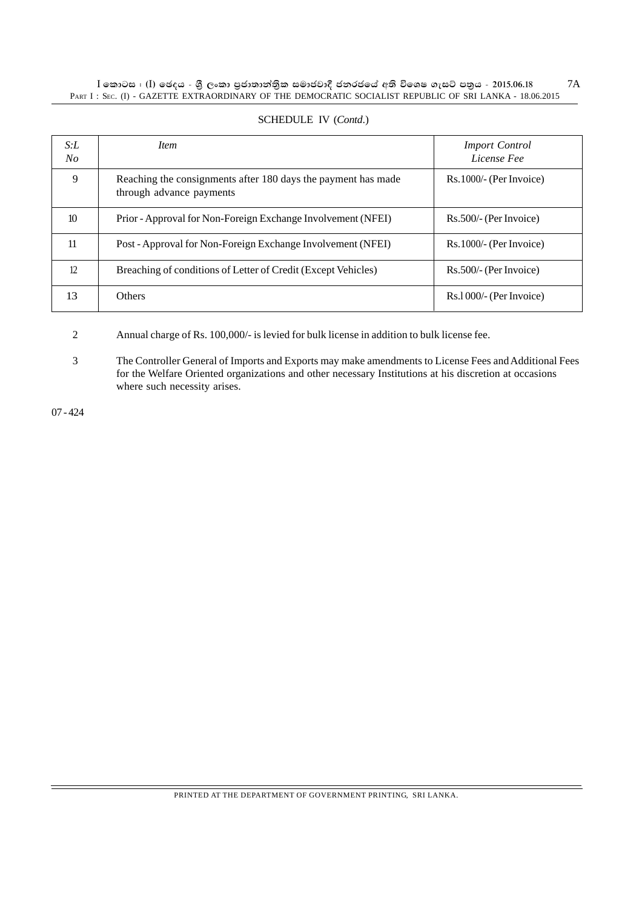SCHEDULE IV (*Contd.*)

| *S:L No* | *Item* | *Import Control License Fee* |
|---|---|---|
| 9 | Reaching the consignments after 180 days the payment has made through advance payments | Rs.1000/- (Per Invoice) |
| 10 | Prior - Approval for Non-Foreign Exchange Involvement (NFEI) | Rs.500/- (Per Invoice) |
| 11 | Post - Approval for Non-Foreign Exchange Involvement (NFEI) | Rs.1000/- (Per Invoice) |
| 12 | Breaching of conditions of Letter of Credit (Except Vehicles) | Rs.500/- (Per Invoice) |
| 13 | Others | Rs.l 000/- (Per Invoice) |

2 Annual charge of Rs. 100,000/- is levied for bulk license in addition to bulk license fee.

3 The Controller General of Imports and Exports may make amendments to License Fees and Additional Fees for the Welfare Oriented organizations and other necessary Institutions at his discretion at occasions where such necessity arises.

07 - 424

PRINTED AT THE DEPARTMENT OF GOVERNMENT PRINTING, SRI LANKA.